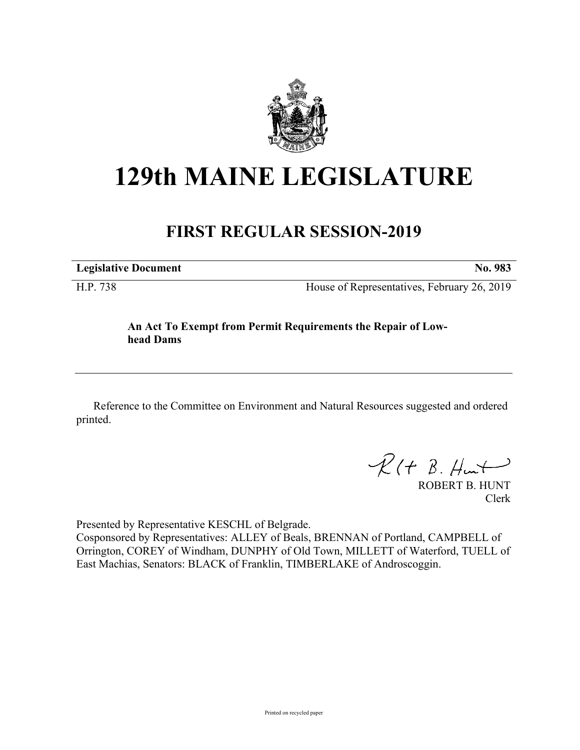# 129th MAINE LEGISLATURE

## FIRST REGULAR SESSION-2019

| **Legislative Document** | **No. 983** |
| --- | --- |
| H.P. 738 | House of Representatives, February 26, 2019 |

**An Act To Exempt from Permit Requirements the Repair of Low-head Dams**

Reference to the Committee on Environment and Natural Resources suggested and ordered printed.

ROBERT B. HUNT
Clerk

Presented by Representative KESCHL of Belgrade.
Cosponsored by Representatives: ALLEY of Beals, BRENNAN of Portland, CAMPBELL of Orrington, COREY of Windham, DUNPHY of Old Town, MILLETT of Waterford, TUELL of East Machias, Senators: BLACK of Franklin, TIMBERLAKE of Androscoggin.

Printed on recycled paper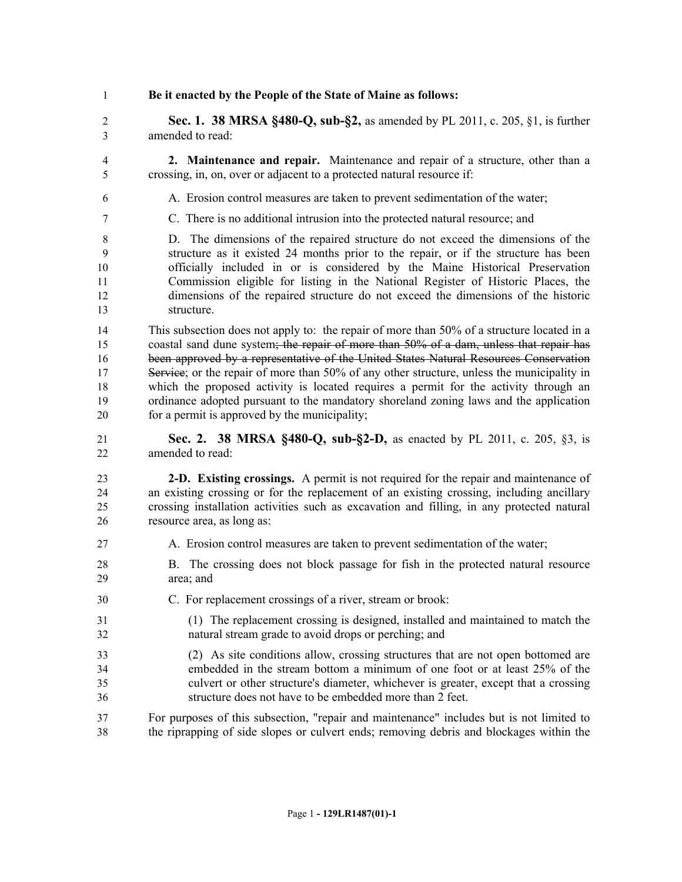**Be it enacted by the People of the State of Maine as follows:**

**Sec. 1. 38 MRSA §480-Q, sub-§2,** as amended by PL 2011, c. 205, §1, is further amended to read:

**2. Maintenance and repair.** Maintenance and repair of a structure, other than a crossing, in, on, over or adjacent to a protected natural resource if:

A. Erosion control measures are taken to prevent sedimentation of the water;

C. There is no additional intrusion into the protected natural resource; and

D. The dimensions of the repaired structure do not exceed the dimensions of the structure as it existed 24 months prior to the repair, or if the structure has been officially included in or is considered by the Maine Historical Preservation Commission eligible for listing in the National Register of Historic Places, the dimensions of the repaired structure do not exceed the dimensions of the historic structure.

This subsection does not apply to: the repair of more than 50% of a structure located in a coastal sand dune system~~; the repair of more than 50% of a dam, unless that repair has been approved by a representative of the United States Natural Resources Conservation Service~~; or the repair of more than 50% of any other structure, unless the municipality in which the proposed activity is located requires a permit for the activity through an ordinance adopted pursuant to the mandatory shoreland zoning laws and the application for a permit is approved by the municipality;

**Sec. 2. 38 MRSA §480-Q, sub-§2-D,** as enacted by PL 2011, c. 205, §3, is amended to read:

**2-D. Existing crossings.** A permit is not required for the repair and maintenance of an existing crossing or for the replacement of an existing crossing, including ancillary crossing installation activities such as excavation and filling, in any protected natural resource area, as long as:

A. Erosion control measures are taken to prevent sedimentation of the water;

B. The crossing does not block passage for fish in the protected natural resource area; and

C. For replacement crossings of a river, stream or brook:

(1) The replacement crossing is designed, installed and maintained to match the natural stream grade to avoid drops or perching; and

(2) As site conditions allow, crossing structures that are not open bottomed are embedded in the stream bottom a minimum of one foot or at least 25% of the culvert or other structure's diameter, whichever is greater, except that a crossing structure does not have to be embedded more than 2 feet.

For purposes of this subsection, "repair and maintenance" includes but is not limited to the riprapping of side slopes or culvert ends; removing debris and blockages within the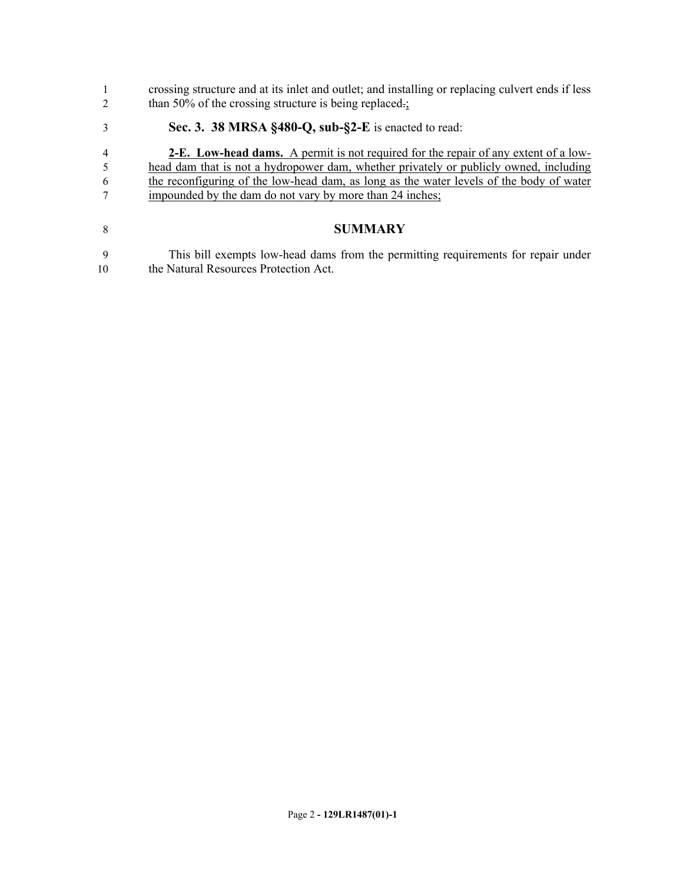crossing structure and at its inlet and outlet; and installing or replacing culvert ends if less than 50% of the crossing structure is being replaced.;

**Sec. 3. 38 MRSA §480-Q, sub-§2-E** is enacted to read:

**2-E. Low-head dams.** A permit is not required for the repair of any extent of a low-head dam that is not a hydropower dam, whether privately or publicly owned, including the reconfiguring of the low-head dam, as long as the water levels of the body of water impounded by the dam do not vary by more than 24 inches;

## SUMMARY

This bill exempts low-head dams from the permitting requirements for repair under the Natural Resources Protection Act.